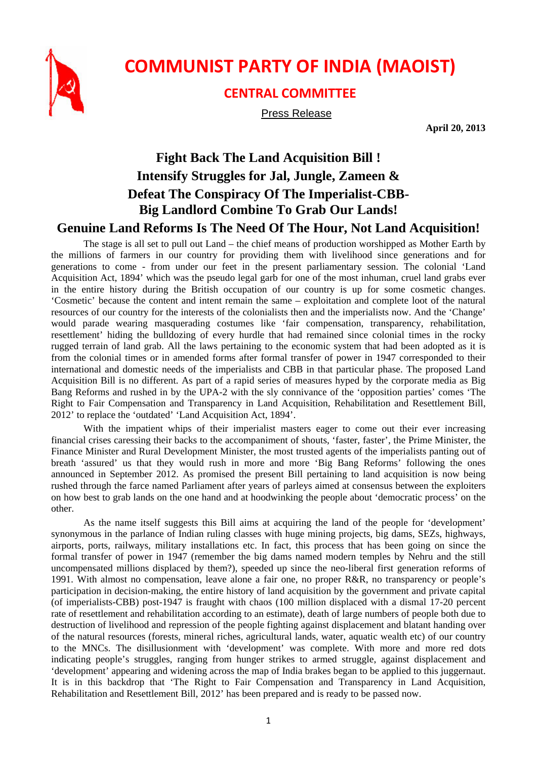# COMMUNIST PARTY OF INDIA (MAOIST)

## CENTRAL COMMITTEE

Press Release

**April 20, 2013**

## Fight Back The Land Acquisition Bill ! Intensify Struggles for Jal, Jungle, Zameen & Defeat The Conspiracy Of The Imperialist-CBB-Big Landlord Combine To Grab Our Lands!

## Genuine Land Reforms Is The Need Of The Hour, Not Land Acquisition!

The stage is all set to pull out Land – the chief means of production worshipped as Mother Earth by the millions of farmers in our country for providing them with livelihood since generations and for generations to come - from under our feet in the present parliamentary session. The colonial 'Land Acquisition Act, 1894' which was the pseudo legal garb for one of the most inhuman, cruel land grabs ever in the entire history during the British occupation of our country is up for some cosmetic changes. 'Cosmetic' because the content and intent remain the same – exploitation and complete loot of the natural resources of our country for the interests of the colonialists then and the imperialists now. And the 'Change' would parade wearing masquerading costumes like 'fair compensation, transparency, rehabilitation, resettlement' hiding the bulldozing of every hurdle that had remained since colonial times in the rocky rugged terrain of land grab. All the laws pertaining to the economic system that had been adopted as it is from the colonial times or in amended forms after formal transfer of power in 1947 corresponded to their international and domestic needs of the imperialists and CBB in that particular phase. The proposed Land Acquisition Bill is no different. As part of a rapid series of measures hyped by the corporate media as Big Bang Reforms and rushed in by the UPA-2 with the sly connivance of the 'opposition parties' comes 'The Right to Fair Compensation and Transparency in Land Acquisition, Rehabilitation and Resettlement Bill, 2012' to replace the 'outdated' 'Land Acquisition Act, 1894'.

With the impatient whips of their imperialist masters eager to come out their ever increasing financial crises caressing their backs to the accompaniment of shouts, 'faster, faster', the Prime Minister, the Finance Minister and Rural Development Minister, the most trusted agents of the imperialists panting out of breath 'assured' us that they would rush in more and more 'Big Bang Reforms' following the ones announced in September 2012. As promised the present Bill pertaining to land acquisition is now being rushed through the farce named Parliament after years of parleys aimed at consensus between the exploiters on how best to grab lands on the one hand and at hoodwinking the people about 'democratic process' on the other.

As the name itself suggests this Bill aims at acquiring the land of the people for 'development' synonymous in the parlance of Indian ruling classes with huge mining projects, big dams, SEZs, highways, airports, ports, railways, military installations etc. In fact, this process that has been going on since the formal transfer of power in 1947 (remember the big dams named modern temples by Nehru and the still uncompensated millions displaced by them?), speeded up since the neo-liberal first generation reforms of 1991. With almost no compensation, leave alone a fair one, no proper R&R, no transparency or people's participation in decision-making, the entire history of land acquisition by the government and private capital (of imperialists-CBB) post-1947 is fraught with chaos (100 million displaced with a dismal 17-20 percent rate of resettlement and rehabilitation according to an estimate), death of large numbers of people both due to destruction of livelihood and repression of the people fighting against displacement and blatant handing over of the natural resources (forests, mineral riches, agricultural lands, water, aquatic wealth etc) of our country to the MNCs. The disillusionment with 'development' was complete. With more and more red dots indicating people's struggles, ranging from hunger strikes to armed struggle, against displacement and 'development' appearing and widening across the map of India brakes began to be applied to this juggernaut. It is in this backdrop that 'The Right to Fair Compensation and Transparency in Land Acquisition, Rehabilitation and Resettlement Bill, 2012' has been prepared and is ready to be passed now.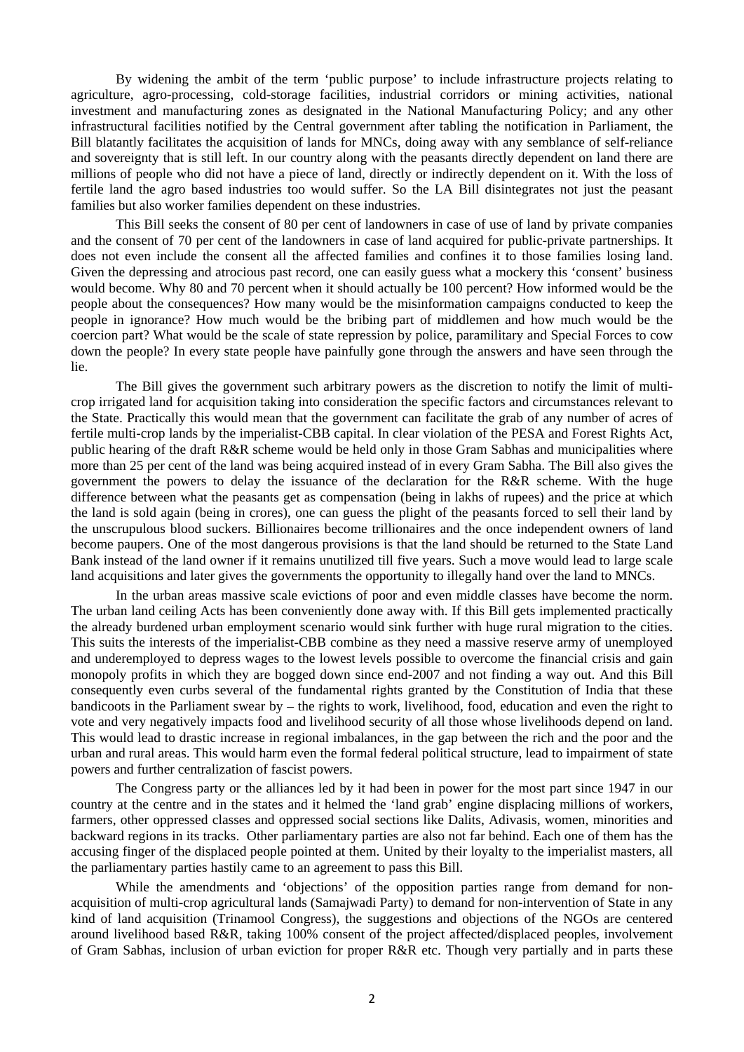By widening the ambit of the term 'public purpose' to include infrastructure projects relating to agriculture, agro-processing, cold-storage facilities, industrial corridors or mining activities, national investment and manufacturing zones as designated in the National Manufacturing Policy; and any other infrastructural facilities notified by the Central government after tabling the notification in Parliament, the Bill blatantly facilitates the acquisition of lands for MNCs, doing away with any semblance of self-reliance and sovereignty that is still left. In our country along with the peasants directly dependent on land there are millions of people who did not have a piece of land, directly or indirectly dependent on it. With the loss of fertile land the agro based industries too would suffer. So the LA Bill disintegrates not just the peasant families but also worker families dependent on these industries.

This Bill seeks the consent of 80 per cent of landowners in case of use of land by private companies and the consent of 70 per cent of the landowners in case of land acquired for public-private partnerships. It does not even include the consent all the affected families and confines it to those families losing land. Given the depressing and atrocious past record, one can easily guess what a mockery this 'consent' business would become. Why 80 and 70 percent when it should actually be 100 percent? How informed would be the people about the consequences? How many would be the misinformation campaigns conducted to keep the people in ignorance? How much would be the bribing part of middlemen and how much would be the coercion part? What would be the scale of state repression by police, paramilitary and Special Forces to cow down the people? In every state people have painfully gone through the answers and have seen through the lie.

The Bill gives the government such arbitrary powers as the discretion to notify the limit of multi-crop irrigated land for acquisition taking into consideration the specific factors and circumstances relevant to the State. Practically this would mean that the government can facilitate the grab of any number of acres of fertile multi-crop lands by the imperialist-CBB capital. In clear violation of the PESA and Forest Rights Act, public hearing of the draft R&R scheme would be held only in those Gram Sabhas and municipalities where more than 25 per cent of the land was being acquired instead of in every Gram Sabha. The Bill also gives the government the powers to delay the issuance of the declaration for the R&R scheme. With the huge difference between what the peasants get as compensation (being in lakhs of rupees) and the price at which the land is sold again (being in crores), one can guess the plight of the peasants forced to sell their land by the unscrupulous blood suckers. Billionaires become trillionaires and the once independent owners of land become paupers. One of the most dangerous provisions is that the land should be returned to the State Land Bank instead of the land owner if it remains unutilized till five years. Such a move would lead to large scale land acquisitions and later gives the governments the opportunity to illegally hand over the land to MNCs.

In the urban areas massive scale evictions of poor and even middle classes have become the norm. The urban land ceiling Acts has been conveniently done away with. If this Bill gets implemented practically the already burdened urban employment scenario would sink further with huge rural migration to the cities. This suits the interests of the imperialist-CBB combine as they need a massive reserve army of unemployed and underemployed to depress wages to the lowest levels possible to overcome the financial crisis and gain monopoly profits in which they are bogged down since end-2007 and not finding a way out. And this Bill consequently even curbs several of the fundamental rights granted by the Constitution of India that these bandicoots in the Parliament swear by – the rights to work, livelihood, food, education and even the right to vote and very negatively impacts food and livelihood security of all those whose livelihoods depend on land. This would lead to drastic increase in regional imbalances, in the gap between the rich and the poor and the urban and rural areas. This would harm even the formal federal political structure, lead to impairment of state powers and further centralization of fascist powers.

The Congress party or the alliances led by it had been in power for the most part since 1947 in our country at the centre and in the states and it helmed the 'land grab' engine displacing millions of workers, farmers, other oppressed classes and oppressed social sections like Dalits, Adivasis, women, minorities and backward regions in its tracks. Other parliamentary parties are also not far behind. Each one of them has the accusing finger of the displaced people pointed at them. United by their loyalty to the imperialist masters, all the parliamentary parties hastily came to an agreement to pass this Bill.

While the amendments and 'objections' of the opposition parties range from demand for non-acquisition of multi-crop agricultural lands (Samajwadi Party) to demand for non-intervention of State in any kind of land acquisition (Trinamool Congress), the suggestions and objections of the NGOs are centered around livelihood based R&R, taking 100% consent of the project affected/displaced peoples, involvement of Gram Sabhas, inclusion of urban eviction for proper R&R etc. Though very partially and in parts these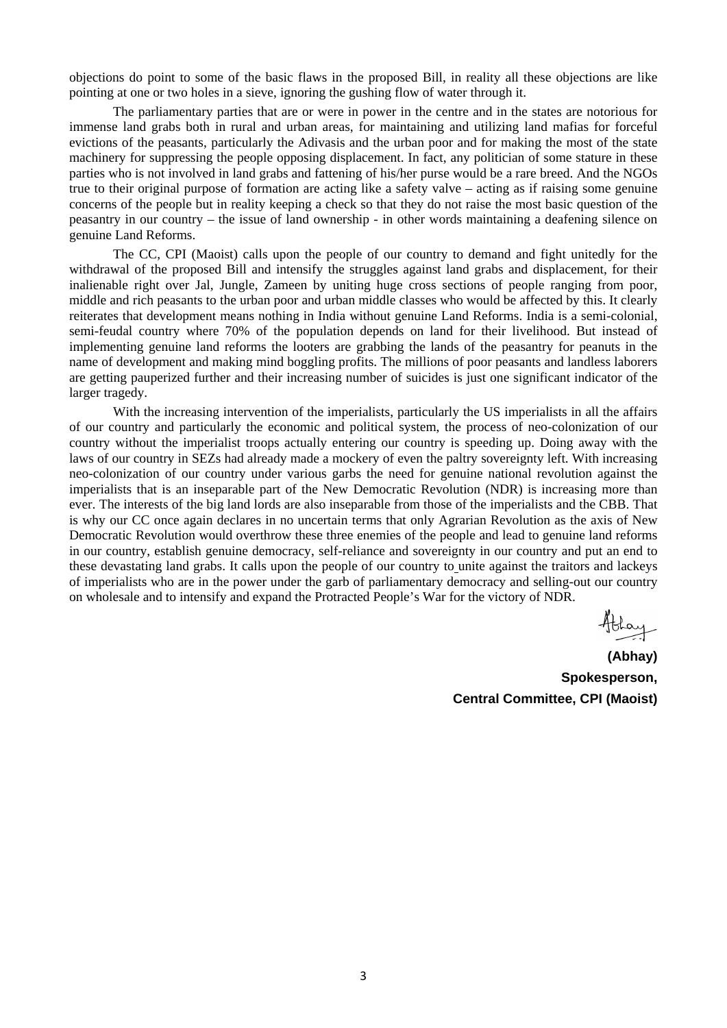objections do point to some of the basic flaws in the proposed Bill, in reality all these objections are like pointing at one or two holes in a sieve, ignoring the gushing flow of water through it.

The parliamentary parties that are or were in power in the centre and in the states are notorious for immense land grabs both in rural and urban areas, for maintaining and utilizing land mafias for forceful evictions of the peasants, particularly the Adivasis and the urban poor and for making the most of the state machinery for suppressing the people opposing displacement. In fact, any politician of some stature in these parties who is not involved in land grabs and fattening of his/her purse would be a rare breed. And the NGOs true to their original purpose of formation are acting like a safety valve – acting as if raising some genuine concerns of the people but in reality keeping a check so that they do not raise the most basic question of the peasantry in our country – the issue of land ownership - in other words maintaining a deafening silence on genuine Land Reforms.

The CC, CPI (Maoist) calls upon the people of our country to demand and fight unitedly for the withdrawal of the proposed Bill and intensify the struggles against land grabs and displacement, for their inalienable right over Jal, Jungle, Zameen by uniting huge cross sections of people ranging from poor, middle and rich peasants to the urban poor and urban middle classes who would be affected by this. It clearly reiterates that development means nothing in India without genuine Land Reforms. India is a semi-colonial, semi-feudal country where 70% of the population depends on land for their livelihood. But instead of implementing genuine land reforms the looters are grabbing the lands of the peasantry for peanuts in the name of development and making mind boggling profits. The millions of poor peasants and landless laborers are getting pauperized further and their increasing number of suicides is just one significant indicator of the larger tragedy.

With the increasing intervention of the imperialists, particularly the US imperialists in all the affairs of our country and particularly the economic and political system, the process of neo-colonization of our country without the imperialist troops actually entering our country is speeding up. Doing away with the laws of our country in SEZs had already made a mockery of even the paltry sovereignty left. With increasing neo-colonization of our country under various garbs the need for genuine national revolution against the imperialists that is an inseparable part of the New Democratic Revolution (NDR) is increasing more than ever. The interests of the big land lords are also inseparable from those of the imperialists and the CBB. That is why our CC once again declares in no uncertain terms that only Agrarian Revolution as the axis of New Democratic Revolution would overthrow these three enemies of the people and lead to genuine land reforms in our country, establish genuine democracy, self-reliance and sovereignty in our country and put an end to these devastating land grabs. It calls upon the people of our country to unite against the traitors and lackeys of imperialists who are in the power under the garb of parliamentary democracy and selling-out our country on wholesale and to intensify and expand the Protracted People's War for the victory of NDR.

Abhay

**(Abhay)**
**Spokesperson,**
**Central Committee, CPI (Maoist)**